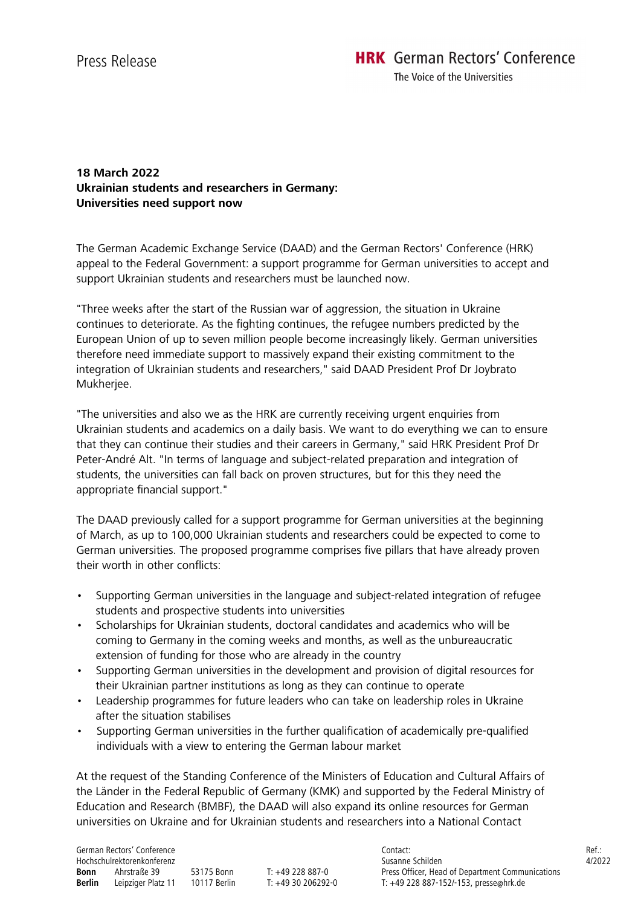Press Release

**HRK** German Rectors' Conference
The Voice of the Universities

**18 March 2022**
**Ukrainian students and researchers in Germany: Universities need support now**

The German Academic Exchange Service (DAAD) and the German Rectors' Conference (HRK) appeal to the Federal Government: a support programme for German universities to accept and support Ukrainian students and researchers must be launched now.

"Three weeks after the start of the Russian war of aggression, the situation in Ukraine continues to deteriorate. As the fighting continues, the refugee numbers predicted by the European Union of up to seven million people become increasingly likely. German universities therefore need immediate support to massively expand their existing commitment to the integration of Ukrainian students and researchers," said DAAD President Prof Dr Joybrato Mukherjee.

"The universities and also we as the HRK are currently receiving urgent enquiries from Ukrainian students and academics on a daily basis. We want to do everything we can to ensure that they can continue their studies and their careers in Germany," said HRK President Prof Dr Peter-André Alt. "In terms of language and subject-related preparation and integration of students, the universities can fall back on proven structures, but for this they need the appropriate financial support."

The DAAD previously called for a support programme for German universities at the beginning of March, as up to 100,000 Ukrainian students and researchers could be expected to come to German universities. The proposed programme comprises five pillars that have already proven their worth in other conflicts:

- Supporting German universities in the language and subject-related integration of refugee students and prospective students into universities
- Scholarships for Ukrainian students, doctoral candidates and academics who will be coming to Germany in the coming weeks and months, as well as the unbureaucratic extension of funding for those who are already in the country
- Supporting German universities in the development and provision of digital resources for their Ukrainian partner institutions as long as they can continue to operate
- Leadership programmes for future leaders who can take on leadership roles in Ukraine after the situation stabilises
- Supporting German universities in the further qualification of academically pre-qualified individuals with a view to entering the German labour market

At the request of the Standing Conference of the Ministers of Education and Cultural Affairs of the Länder in the Federal Republic of Germany (KMK) and supported by the Federal Ministry of Education and Research (BMBF), the DAAD will also expand its online resources for German universities on Ukraine and for Ukrainian students and researchers into a National Contact

German Rectors' Conference
Hochschulrektorenkonferenz
**Bonn** Ahrstraße 39 53175 Bonn T: +49 228 887-0
**Berlin** Leipziger Platz 11 10117 Berlin T: +49 30 206292-0

Contact:
Susanne Schilden
Press Officer, Head of Department Communications
T: +49 228 887-152/-153, presse@hrk.de

Ref.: 4/2022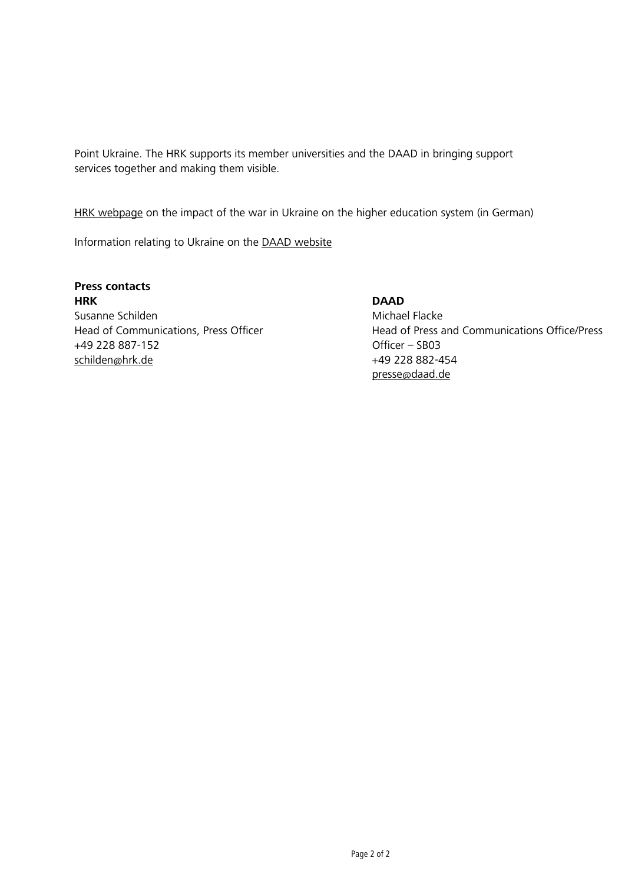Point Ukraine. The HRK supports its member universities and the DAAD in bringing support services together and making them visible.

HRK webpage on the impact of the war in Ukraine on the higher education system (in German)

Information relating to Ukraine on the DAAD website

**Press contacts**

**HRK**
Susanne Schilden
Head of Communications, Press Officer
+49 228 887-152
schilden@hrk.de

**DAAD**
Michael Flacke
Head of Press and Communications Office/Press Officer – SB03
+49 228 882-454
presse@daad.de